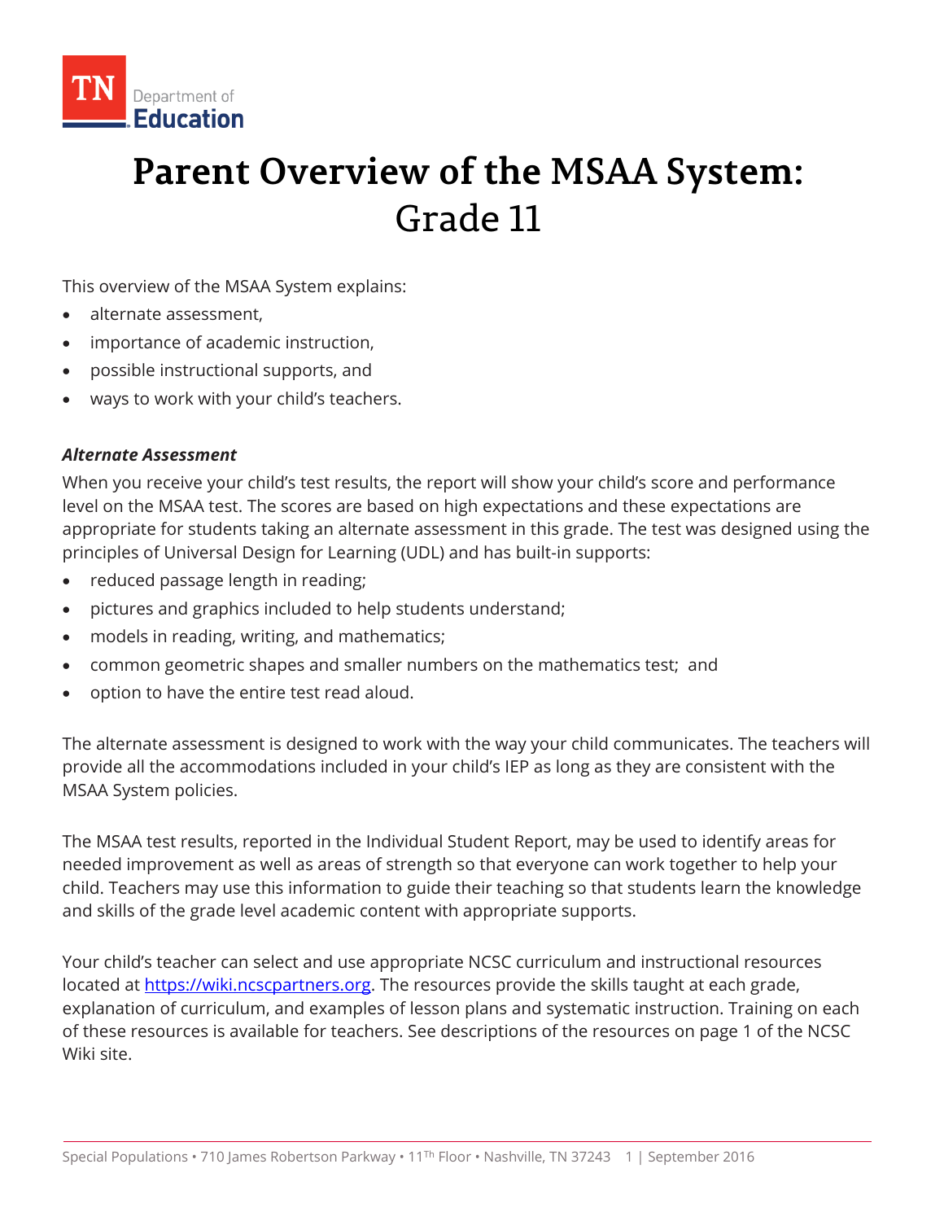TN Department of Education

# Parent Overview of the MSAA System: Grade 11

This overview of the MSAA System explains:

- alternate assessment,
- importance of academic instruction,
- possible instructional supports, and
- ways to work with your child's teachers.

### *Alternate Assessment*

When you receive your child's test results, the report will show your child's score and performance level on the MSAA test. The scores are based on high expectations and these expectations are appropriate for students taking an alternate assessment in this grade. The test was designed using the principles of Universal Design for Learning (UDL) and has built-in supports:

- reduced passage length in reading;
- pictures and graphics included to help students understand;
- models in reading, writing, and mathematics;
- common geometric shapes and smaller numbers on the mathematics test; and
- option to have the entire test read aloud.

The alternate assessment is designed to work with the way your child communicates. The teachers will provide all the accommodations included in your child's IEP as long as they are consistent with the MSAA System policies.

The MSAA test results, reported in the Individual Student Report, may be used to identify areas for needed improvement as well as areas of strength so that everyone can work together to help your child. Teachers may use this information to guide their teaching so that students learn the knowledge and skills of the grade level academic content with appropriate supports.

Your child's teacher can select and use appropriate NCSC curriculum and instructional resources located at [https://wiki.ncscpartners.org](https://wiki.ncscpartners.org). The resources provide the skills taught at each grade, explanation of curriculum, and examples of lesson plans and systematic instruction. Training on each of these resources is available for teachers. See descriptions of the resources on page 1 of the NCSC Wiki site.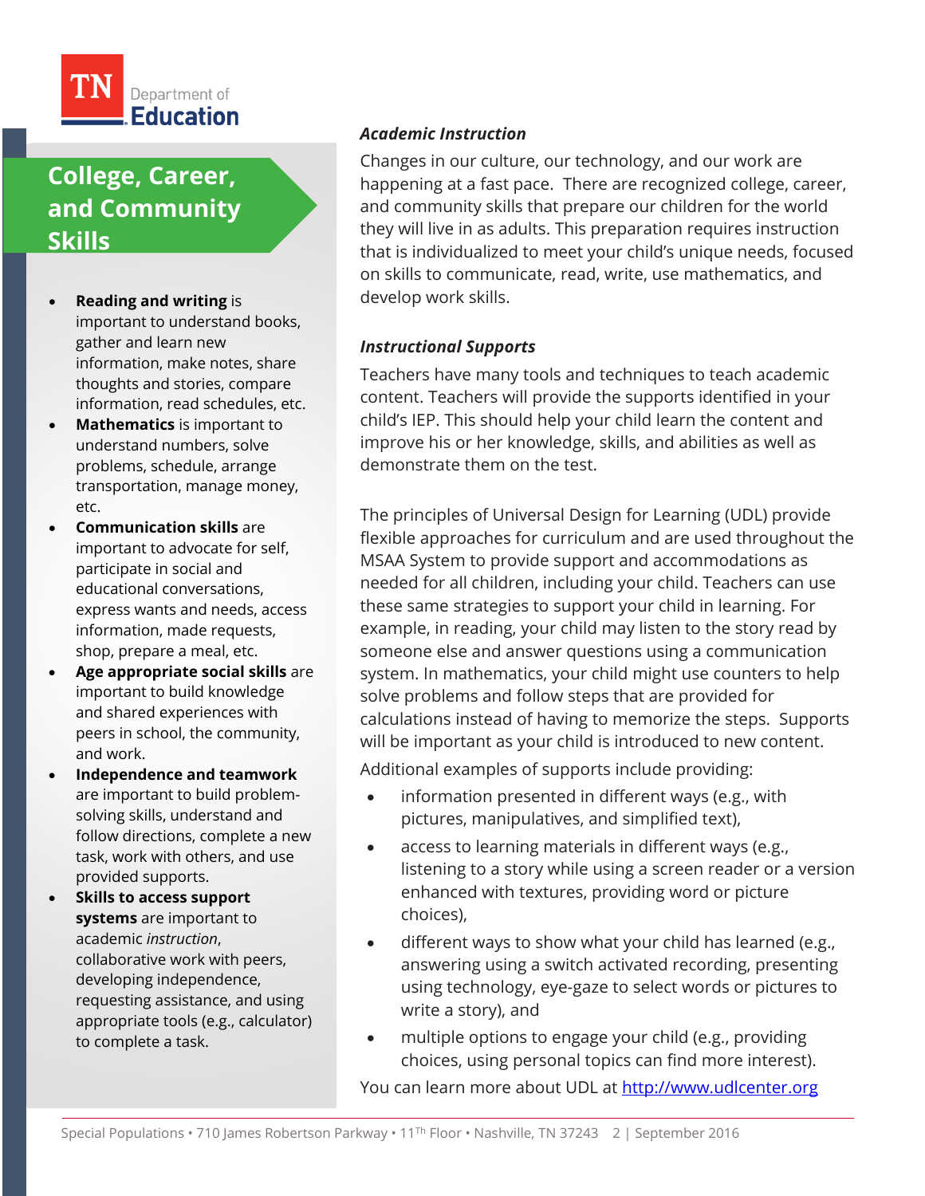## College, Career, and Community Skills

- **Reading and writing** is important to understand books, gather and learn new information, make notes, share thoughts and stories, compare information, read schedules, etc.
- **Mathematics** is important to understand numbers, solve problems, schedule, arrange transportation, manage money, etc.
- **Communication skills** are important to advocate for self, participate in social and educational conversations, express wants and needs, access information, made requests, shop, prepare a meal, etc.
- **Age appropriate social skills** are important to build knowledge and shared experiences with peers in school, the community, and work.
- **Independence and teamwork** are important to build problem-solving skills, understand and follow directions, complete a new task, work with others, and use provided supports.
- **Skills to access support systems** are important to academic *instruction*, collaborative work with peers, developing independence, requesting assistance, and using appropriate tools (e.g., calculator) to complete a task.

### *Academic Instruction*

Changes in our culture, our technology, and our work are happening at a fast pace. There are recognized college, career, and community skills that prepare our children for the world they will live in as adults. This preparation requires instruction that is individualized to meet your child's unique needs, focused on skills to communicate, read, write, use mathematics, and develop work skills.

### *Instructional Supports*

Teachers have many tools and techniques to teach academic content. Teachers will provide the supports identified in your child's IEP. This should help your child learn the content and improve his or her knowledge, skills, and abilities as well as demonstrate them on the test.

The principles of Universal Design for Learning (UDL) provide flexible approaches for curriculum and are used throughout the MSAA System to provide support and accommodations as needed for all children, including your child. Teachers can use these same strategies to support your child in learning. For example, in reading, your child may listen to the story read by someone else and answer questions using a communication system. In mathematics, your child might use counters to help solve problems and follow steps that are provided for calculations instead of having to memorize the steps. Supports will be important as your child is introduced to new content.

Additional examples of supports include providing:

- information presented in different ways (e.g., with pictures, manipulatives, and simplified text),
- access to learning materials in different ways (e.g., listening to a story while using a screen reader or a version enhanced with textures, providing word or picture choices),
- different ways to show what your child has learned (e.g., answering using a switch activated recording, presenting using technology, eye-gaze to select words or pictures to write a story), and
- multiple options to engage your child (e.g., providing choices, using personal topics can find more interest).

You can learn more about UDL at http://www.udlcenter.org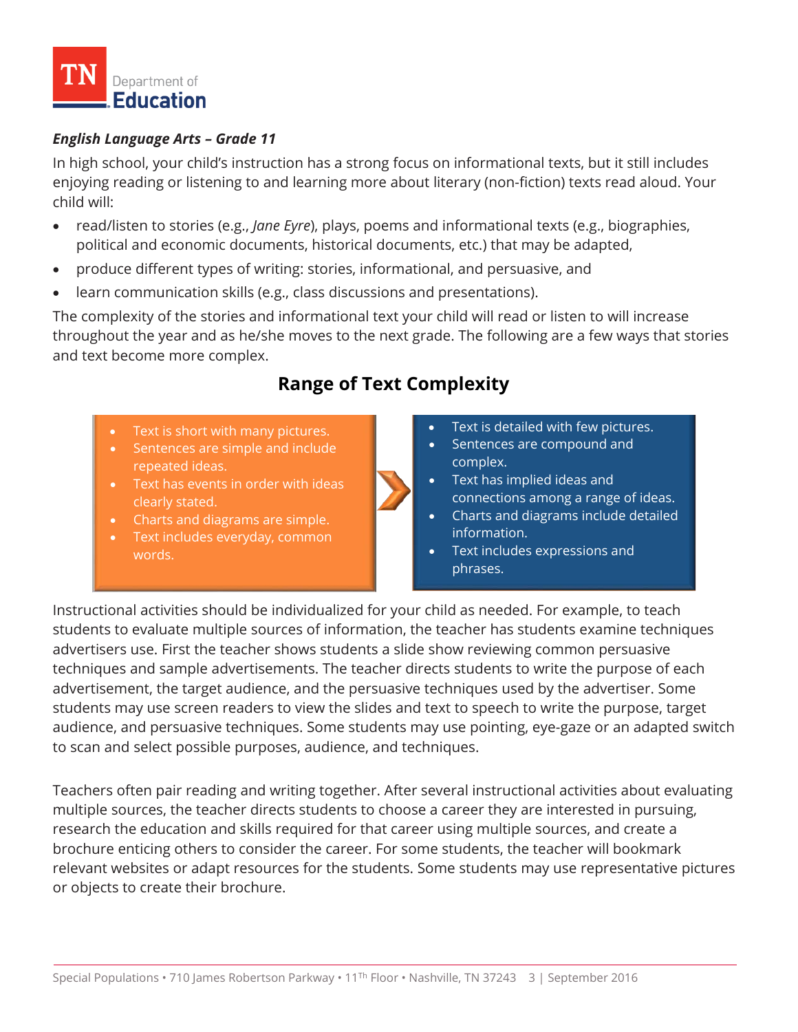***English Language Arts – Grade 11***

In high school, your child's instruction has a strong focus on informational texts, but it still includes enjoying reading or listening to and learning more about literary (non-fiction) texts read aloud. Your child will:

- read/listen to stories (e.g., *Jane Eyre*), plays, poems and informational texts (e.g., biographies, political and economic documents, historical documents, etc.) that may be adapted,
- produce different types of writing: stories, informational, and persuasive, and
- learn communication skills (e.g., class discussions and presentations).

The complexity of the stories and informational text your child will read or listen to will increase throughout the year and as he/she moves to the next grade. The following are a few ways that stories and text become more complex.

## Range of Text Complexity

- Text is short with many pictures.
- Sentences are simple and include repeated ideas.
- Text has events in order with ideas clearly stated.
- Charts and diagrams are simple.
- Text includes everyday, common words.

→

- Text is detailed with few pictures.
- Sentences are compound and complex.
- Text has implied ideas and connections among a range of ideas.
- Charts and diagrams include detailed information.
- Text includes expressions and phrases.

Instructional activities should be individualized for your child as needed. For example, to teach students to evaluate multiple sources of information, the teacher has students examine techniques advertisers use. First the teacher shows students a slide show reviewing common persuasive techniques and sample advertisements. The teacher directs students to write the purpose of each advertisement, the target audience, and the persuasive techniques used by the advertiser. Some students may use screen readers to view the slides and text to speech to write the purpose, target audience, and persuasive techniques. Some students may use pointing, eye-gaze or an adapted switch to scan and select possible purposes, audience, and techniques.

Teachers often pair reading and writing together. After several instructional activities about evaluating multiple sources, the teacher directs students to choose a career they are interested in pursuing, research the education and skills required for that career using multiple sources, and create a brochure enticing others to consider the career. For some students, the teacher will bookmark relevant websites or adapt resources for the students. Some students may use representative pictures or objects to create their brochure.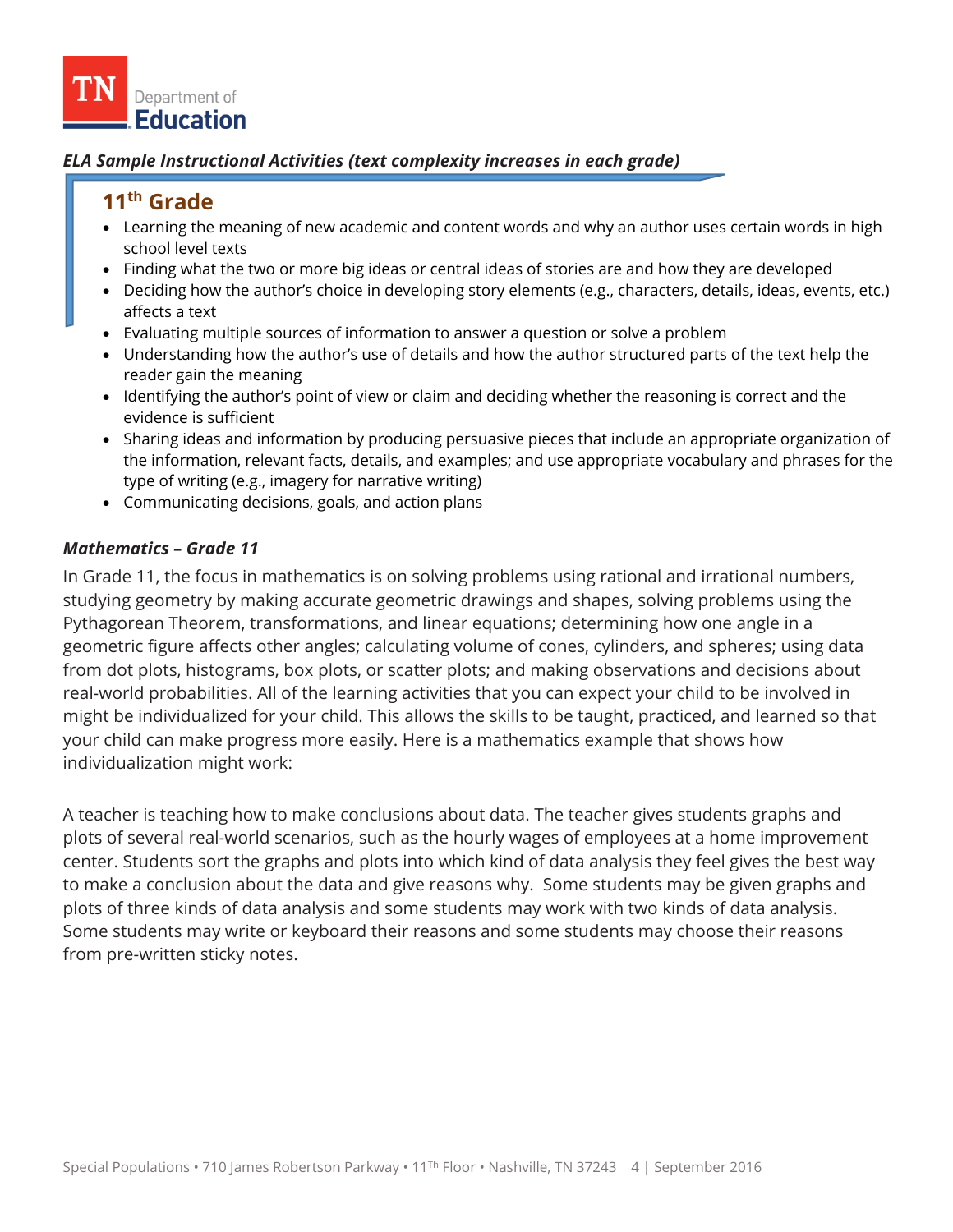*ELA Sample Instructional Activities (text complexity increases in each grade)*

## 11th Grade

- Learning the meaning of new academic and content words and why an author uses certain words in high school level texts
- Finding what the two or more big ideas or central ideas of stories are and how they are developed
- Deciding how the author's choice in developing story elements (e.g., characters, details, ideas, events, etc.) affects a text
- Evaluating multiple sources of information to answer a question or solve a problem
- Understanding how the author's use of details and how the author structured parts of the text help the reader gain the meaning
- Identifying the author's point of view or claim and deciding whether the reasoning is correct and the evidence is sufficient
- Sharing ideas and information by producing persuasive pieces that include an appropriate organization of the information, relevant facts, details, and examples; and use appropriate vocabulary and phrases for the type of writing (e.g., imagery for narrative writing)
- Communicating decisions, goals, and action plans

***Mathematics – Grade 11***

In Grade 11, the focus in mathematics is on solving problems using rational and irrational numbers, studying geometry by making accurate geometric drawings and shapes, solving problems using the Pythagorean Theorem, transformations, and linear equations; determining how one angle in a geometric figure affects other angles; calculating volume of cones, cylinders, and spheres; using data from dot plots, histograms, box plots, or scatter plots; and making observations and decisions about real-world probabilities. All of the learning activities that you can expect your child to be involved in might be individualized for your child. This allows the skills to be taught, practiced, and learned so that your child can make progress more easily. Here is a mathematics example that shows how individualization might work:

A teacher is teaching how to make conclusions about data. The teacher gives students graphs and plots of several real-world scenarios, such as the hourly wages of employees at a home improvement center. Students sort the graphs and plots into which kind of data analysis they feel gives the best way to make a conclusion about the data and give reasons why. Some students may be given graphs and plots of three kinds of data analysis and some students may work with two kinds of data analysis. Some students may write or keyboard their reasons and some students may choose their reasons from pre-written sticky notes.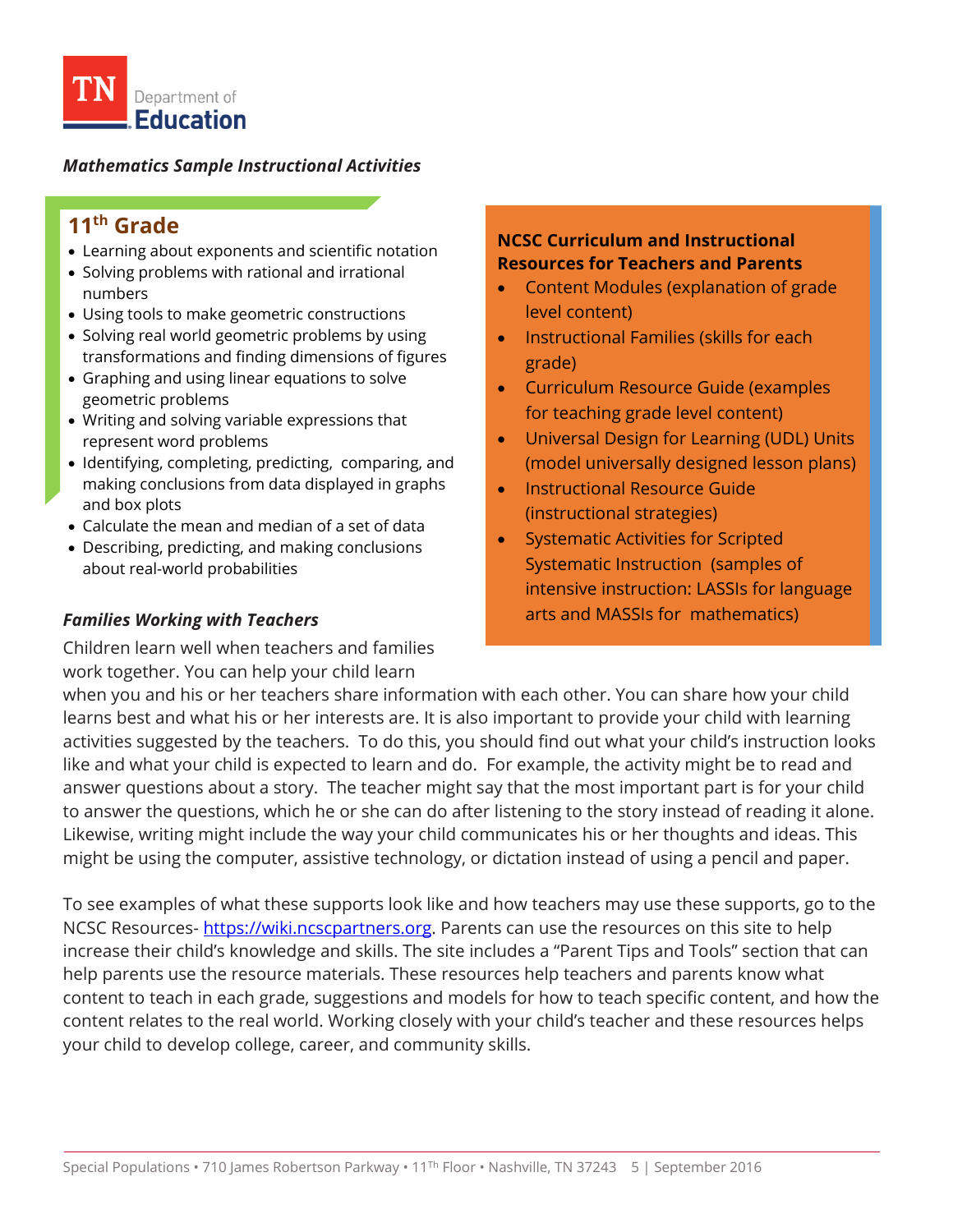*Mathematics Sample Instructional Activities*

## 11th Grade

- Learning about exponents and scientific notation
- Solving problems with rational and irrational numbers
- Using tools to make geometric constructions
- Solving real world geometric problems by using transformations and finding dimensions of figures
- Graphing and using linear equations to solve geometric problems
- Writing and solving variable expressions that represent word problems
- Identifying, completing, predicting, comparing, and making conclusions from data displayed in graphs and box plots
- Calculate the mean and median of a set of data
- Describing, predicting, and making conclusions about real-world probabilities

**NCSC Curriculum and Instructional Resources for Teachers and Parents**

- Content Modules (explanation of grade level content)
- Instructional Families (skills for each grade)
- Curriculum Resource Guide (examples for teaching grade level content)
- Universal Design for Learning (UDL) Units (model universally designed lesson plans)
- Instructional Resource Guide (instructional strategies)
- Systematic Activities for Scripted Systematic Instruction (samples of intensive instruction: LASSIs for language arts and MASSIs for mathematics)

### *Families Working with Teachers*

Children learn well when teachers and families work together. You can help your child learn when you and his or her teachers share information with each other. You can share how your child learns best and what his or her interests are. It is also important to provide your child with learning activities suggested by the teachers. To do this, you should find out what your child's instruction looks like and what your child is expected to learn and do. For example, the activity might be to read and answer questions about a story. The teacher might say that the most important part is for your child to answer the questions, which he or she can do after listening to the story instead of reading it alone. Likewise, writing might include the way your child communicates his or her thoughts and ideas. This might be using the computer, assistive technology, or dictation instead of using a pencil and paper.

To see examples of what these supports look like and how teachers may use these supports, go to the NCSC Resources- https://wiki.ncscpartners.org. Parents can use the resources on this site to help increase their child's knowledge and skills. The site includes a "Parent Tips and Tools" section that can help parents use the resource materials. These resources help teachers and parents know what content to teach in each grade, suggestions and models for how to teach specific content, and how the content relates to the real world. Working closely with your child's teacher and these resources helps your child to develop college, career, and community skills.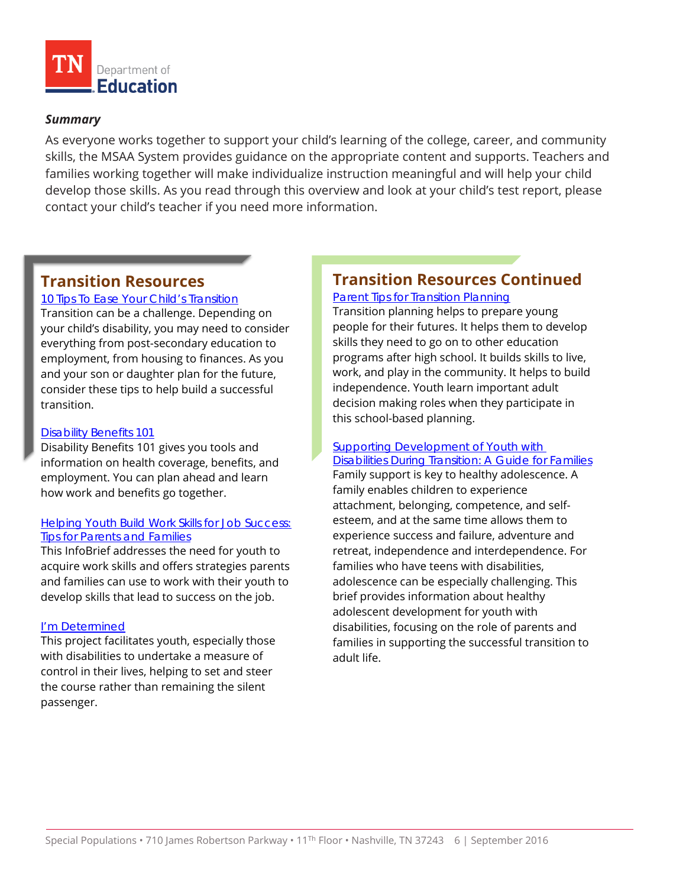### *Summary*

As everyone works together to support your child's learning of the college, career, and community skills, the MSAA System provides guidance on the appropriate content and supports. Teachers and families working together will make individualize instruction meaningful and will help your child develop those skills. As you read through this overview and look at your child's test report, please contact your child's teacher if you need more information.

## Transition Resources

10 Tips To Ease Your Child's Transition

Transition can be a challenge. Depending on your child's disability, you may need to consider everything from post-secondary education to employment, from housing to finances. As you and your son or daughter plan for the future, consider these tips to help build a successful transition.

Disability Benefits 101

Disability Benefits 101 gives you tools and information on health coverage, benefits, and employment. You can plan ahead and learn how work and benefits go together.

Helping Youth Build Work Skills for Job Success: Tips for Parents and Families

This InfoBrief addresses the need for youth to acquire work skills and offers strategies parents and families can use to work with their youth to develop skills that lead to success on the job.

I'm Determined

This project facilitates youth, especially those with disabilities to undertake a measure of control in their lives, helping to set and steer the course rather than remaining the silent passenger.

## Transition Resources Continued

Parent Tips for Transition Planning

Transition planning helps to prepare young people for their futures. It helps them to develop skills they need to go on to other education programs after high school. It builds skills to live, work, and play in the community. It helps to build independence. Youth learn important adult decision making roles when they participate in this school-based planning.

Supporting Development of Youth with Disabilities During Transition: A Guide for Families

Family support is key to healthy adolescence. A family enables children to experience attachment, belonging, competence, and self-esteem, and at the same time allows them to experience success and failure, adventure and retreat, independence and interdependence. For families who have teens with disabilities, adolescence can be especially challenging. This brief provides information about healthy adolescent development for youth with disabilities, focusing on the role of parents and families in supporting the successful transition to adult life.